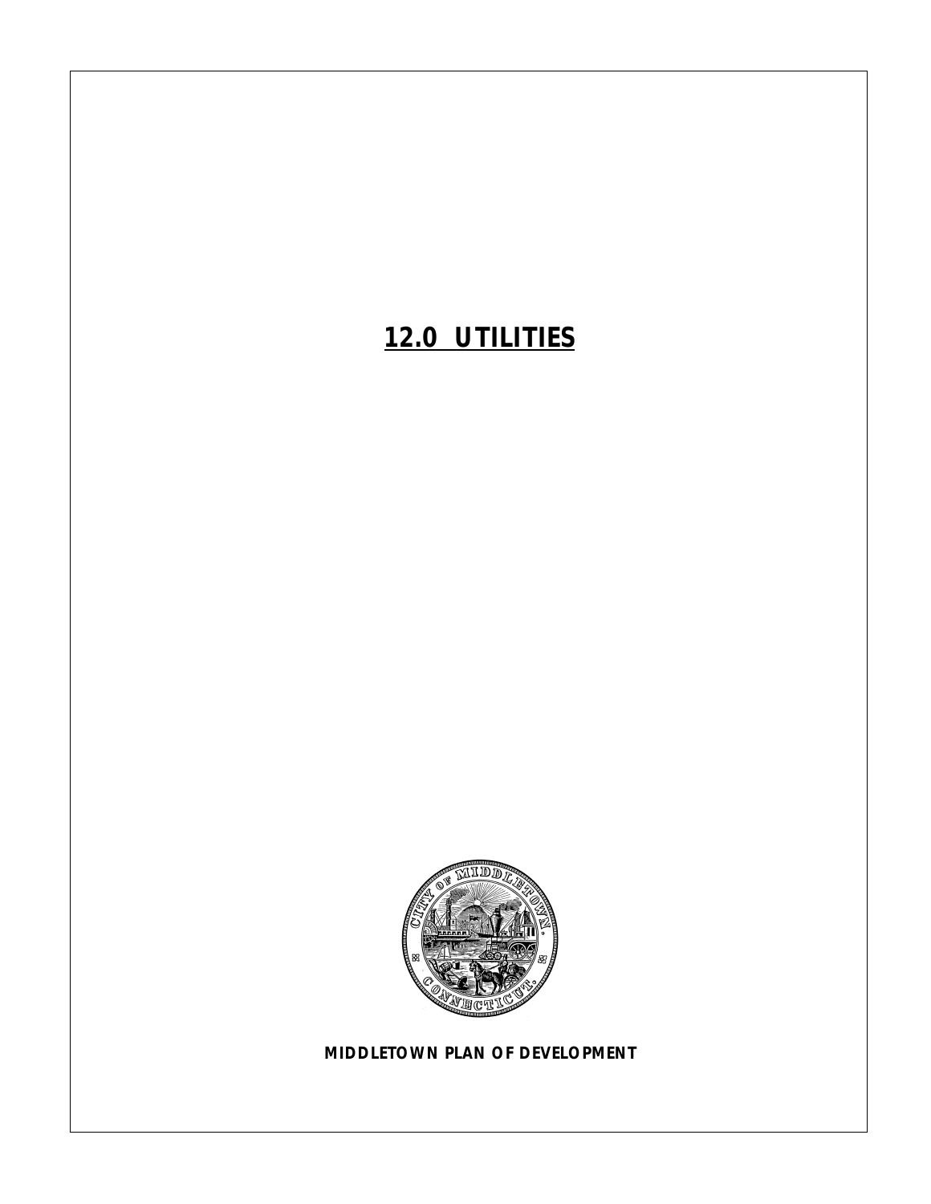# 12.0 UTILITIES

**MIDDLETOWN PLAN OF DEVELOPMENT**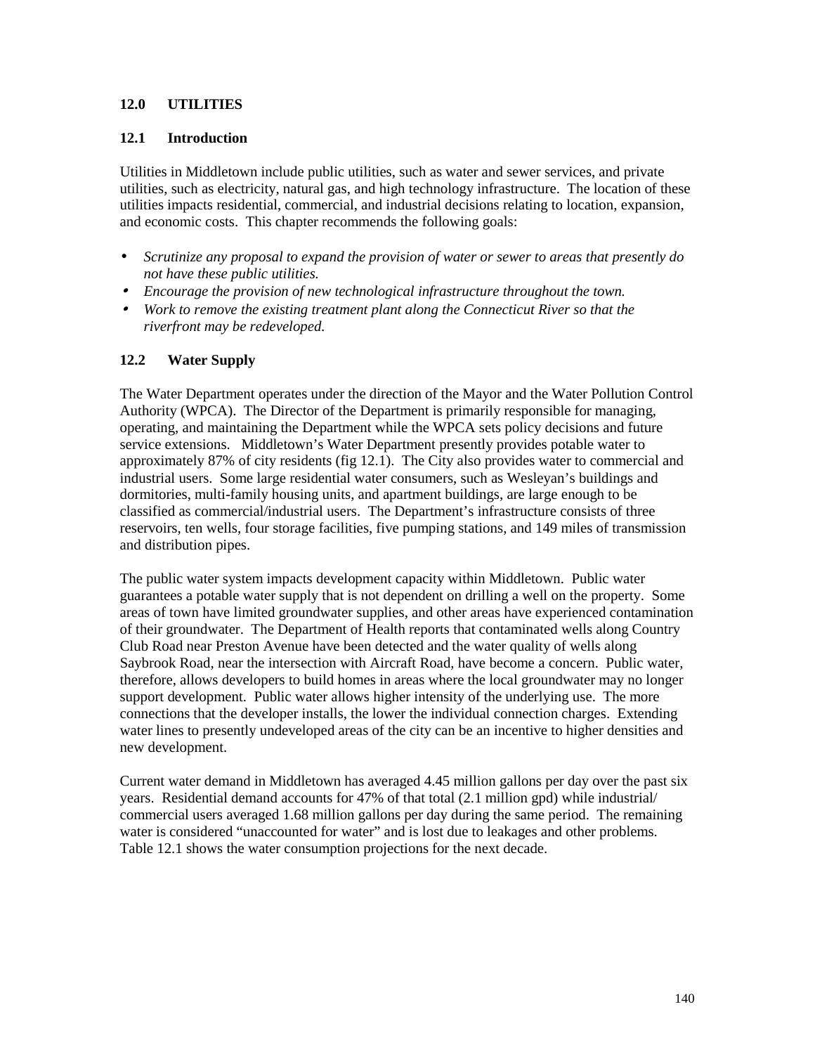## 12.0 UTILITIES

### 12.1 Introduction

Utilities in Middletown include public utilities, such as water and sewer services, and private utilities, such as electricity, natural gas, and high technology infrastructure. The location of these utilities impacts residential, commercial, and industrial decisions relating to location, expansion, and economic costs. This chapter recommends the following goals:

- *Scrutinize any proposal to expand the provision of water or sewer to areas that presently do not have these public utilities.*
- *Encourage the provision of new technological infrastructure throughout the town.*
- *Work to remove the existing treatment plant along the Connecticut River so that the riverfront may be redeveloped.*

### 12.2 Water Supply

The Water Department operates under the direction of the Mayor and the Water Pollution Control Authority (WPCA). The Director of the Department is primarily responsible for managing, operating, and maintaining the Department while the WPCA sets policy decisions and future service extensions. Middletown's Water Department presently provides potable water to approximately 87% of city residents (fig 12.1). The City also provides water to commercial and industrial users. Some large residential water consumers, such as Wesleyan's buildings and dormitories, multi-family housing units, and apartment buildings, are large enough to be classified as commercial/industrial users. The Department's infrastructure consists of three reservoirs, ten wells, four storage facilities, five pumping stations, and 149 miles of transmission and distribution pipes.

The public water system impacts development capacity within Middletown. Public water guarantees a potable water supply that is not dependent on drilling a well on the property. Some areas of town have limited groundwater supplies, and other areas have experienced contamination of their groundwater. The Department of Health reports that contaminated wells along Country Club Road near Preston Avenue have been detected and the water quality of wells along Saybrook Road, near the intersection with Aircraft Road, have become a concern. Public water, therefore, allows developers to build homes in areas where the local groundwater may no longer support development. Public water allows higher intensity of the underlying use. The more connections that the developer installs, the lower the individual connection charges. Extending water lines to presently undeveloped areas of the city can be an incentive to higher densities and new development.

Current water demand in Middletown has averaged 4.45 million gallons per day over the past six years. Residential demand accounts for 47% of that total (2.1 million gpd) while industrial/ commercial users averaged 1.68 million gallons per day during the same period. The remaining water is considered "unaccounted for water" and is lost due to leakages and other problems. Table 12.1 shows the water consumption projections for the next decade.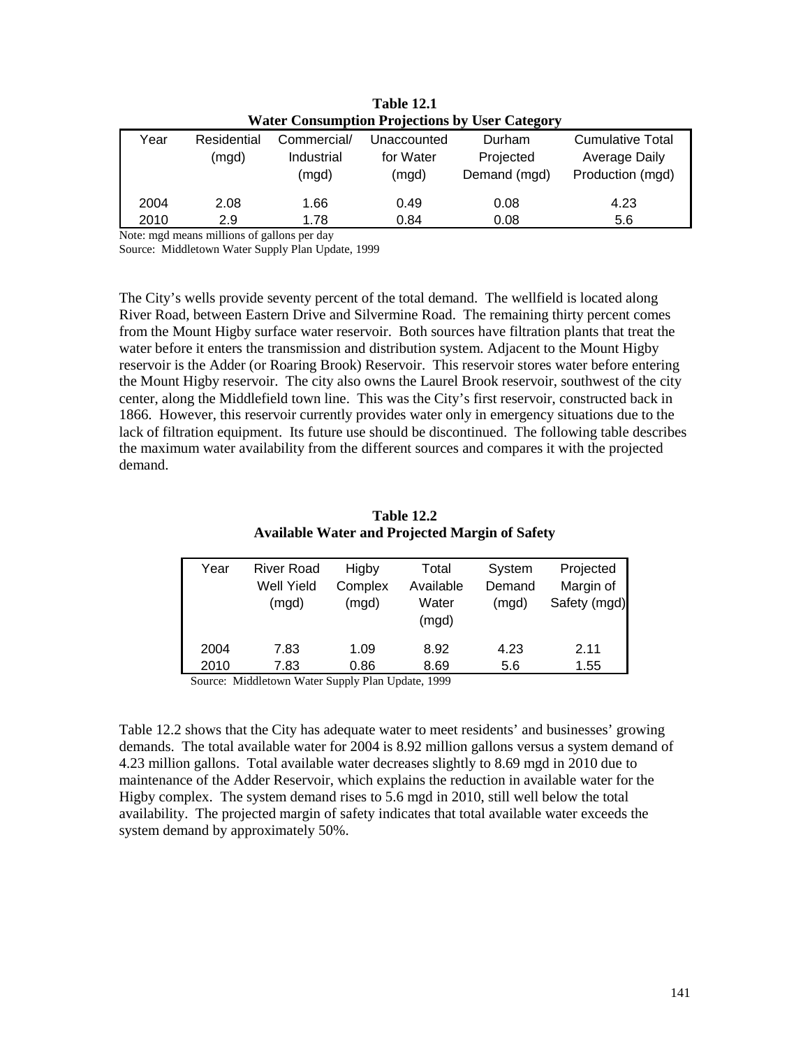**Table 12.1**
**Water Consumption Projections by User Category**

| Year | Residential (mgd) | Commercial/ Industrial (mgd) | Unaccounted for Water (mgd) | Durham Projected Demand (mgd) | Cumulative Total Average Daily Production (mgd) |
|---|---|---|---|---|---|
| 2004 | 2.08 | 1.66 | 0.49 | 0.08 | 4.23 |
| 2010 | 2.9 | 1.78 | 0.84 | 0.08 | 5.6 |

Note: mgd means millions of gallons per day
Source: Middletown Water Supply Plan Update, 1999

The City's wells provide seventy percent of the total demand. The wellfield is located along River Road, between Eastern Drive and Silvermine Road. The remaining thirty percent comes from the Mount Higby surface water reservoir. Both sources have filtration plants that treat the water before it enters the transmission and distribution system. Adjacent to the Mount Higby reservoir is the Adder (or Roaring Brook) Reservoir. This reservoir stores water before entering the Mount Higby reservoir. The city also owns the Laurel Brook reservoir, southwest of the city center, along the Middlefield town line. This was the City's first reservoir, constructed back in 1866. However, this reservoir currently provides water only in emergency situations due to the lack of filtration equipment. Its future use should be discontinued. The following table describes the maximum water availability from the different sources and compares it with the projected demand.

**Table 12.2**
**Available Water and Projected Margin of Safety**

| Year | River Road Well Yield (mgd) | Higby Complex (mgd) | Total Available Water (mgd) | System Demand (mgd) | Projected Margin of Safety (mgd) |
|---|---|---|---|---|---|
| 2004 | 7.83 | 1.09 | 8.92 | 4.23 | 2.11 |
| 2010 | 7.83 | 0.86 | 8.69 | 5.6 | 1.55 |

Source: Middletown Water Supply Plan Update, 1999

Table 12.2 shows that the City has adequate water to meet residents' and businesses' growing demands. The total available water for 2004 is 8.92 million gallons versus a system demand of 4.23 million gallons. Total available water decreases slightly to 8.69 mgd in 2010 due to maintenance of the Adder Reservoir, which explains the reduction in available water for the Higby complex. The system demand rises to 5.6 mgd in 2010, still well below the total availability. The projected margin of safety indicates that total available water exceeds the system demand by approximately 50%.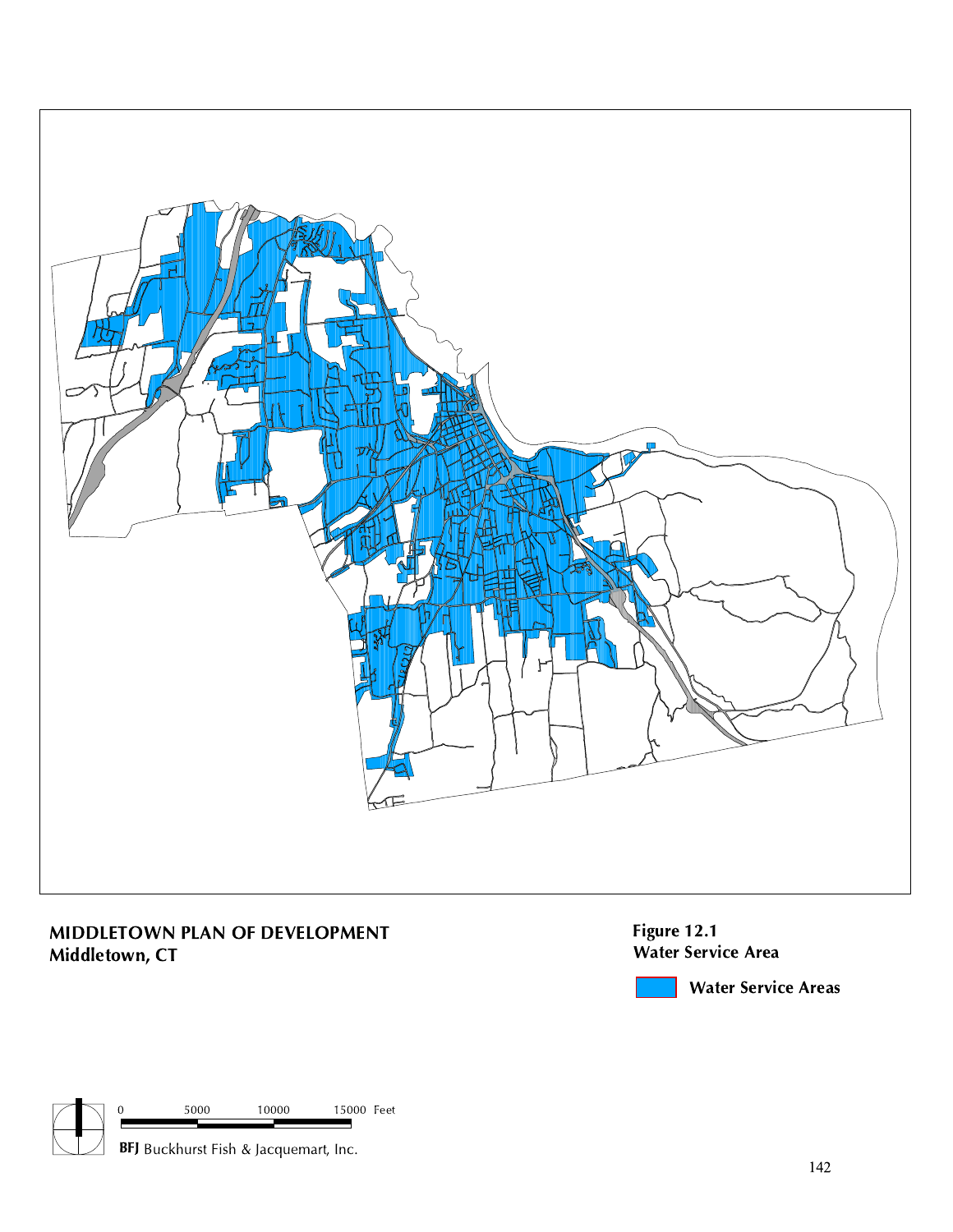**MIDDLETOWN PLAN OF DEVELOPMENT**
**Middletown, CT**

**Figure 12.1**
**Water Service Area**

**Water Service Areas**

0 5000 10000 15000 Feet

**BFJ** Buckhurst Fish & Jacquemart, Inc.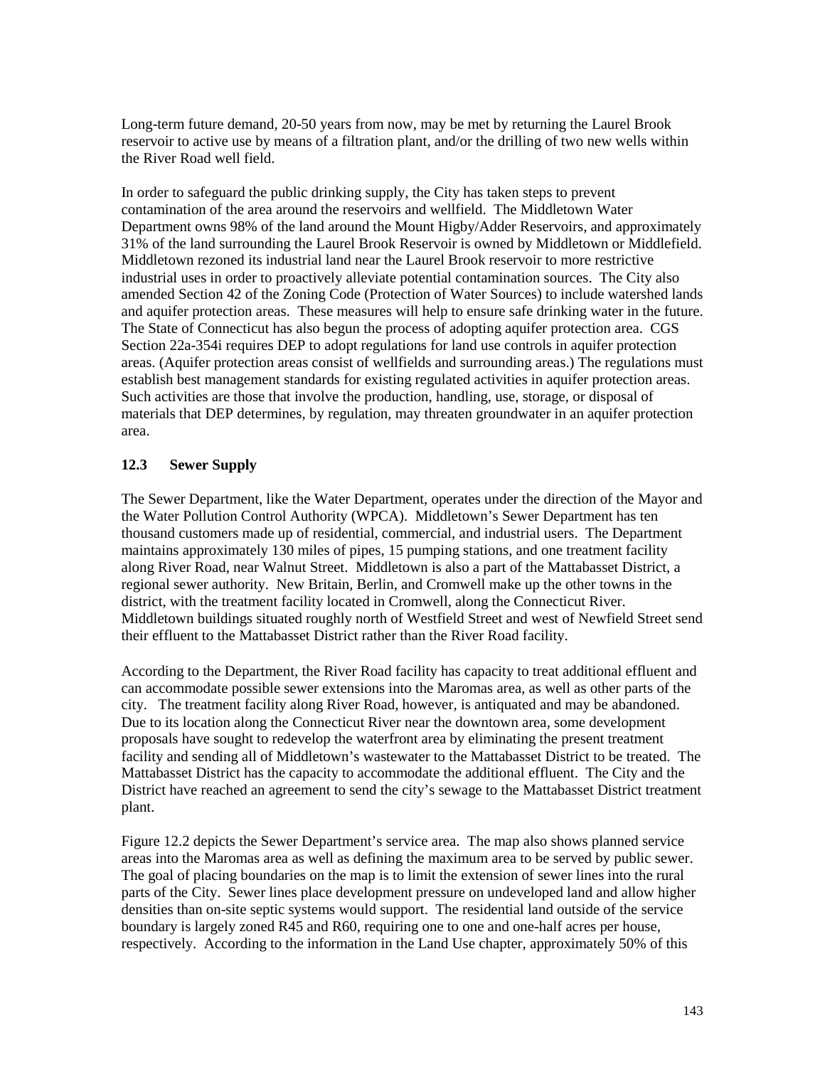Long-term future demand, 20-50 years from now, may be met by returning the Laurel Brook reservoir to active use by means of a filtration plant, and/or the drilling of two new wells within the River Road well field.

In order to safeguard the public drinking supply, the City has taken steps to prevent contamination of the area around the reservoirs and wellfield. The Middletown Water Department owns 98% of the land around the Mount Higby/Adder Reservoirs, and approximately 31% of the land surrounding the Laurel Brook Reservoir is owned by Middletown or Middlefield. Middletown rezoned its industrial land near the Laurel Brook reservoir to more restrictive industrial uses in order to proactively alleviate potential contamination sources. The City also amended Section 42 of the Zoning Code (Protection of Water Sources) to include watershed lands and aquifer protection areas. These measures will help to ensure safe drinking water in the future. The State of Connecticut has also begun the process of adopting aquifer protection area. CGS Section 22a-354i requires DEP to adopt regulations for land use controls in aquifer protection areas. (Aquifer protection areas consist of wellfields and surrounding areas.) The regulations must establish best management standards for existing regulated activities in aquifer protection areas. Such activities are those that involve the production, handling, use, storage, or disposal of materials that DEP determines, by regulation, may threaten groundwater in an aquifer protection area.

### 12.3 Sewer Supply

The Sewer Department, like the Water Department, operates under the direction of the Mayor and the Water Pollution Control Authority (WPCA). Middletown's Sewer Department has ten thousand customers made up of residential, commercial, and industrial users. The Department maintains approximately 130 miles of pipes, 15 pumping stations, and one treatment facility along River Road, near Walnut Street. Middletown is also a part of the Mattabasset District, a regional sewer authority. New Britain, Berlin, and Cromwell make up the other towns in the district, with the treatment facility located in Cromwell, along the Connecticut River. Middletown buildings situated roughly north of Westfield Street and west of Newfield Street send their effluent to the Mattabasset District rather than the River Road facility.

According to the Department, the River Road facility has capacity to treat additional effluent and can accommodate possible sewer extensions into the Maromas area, as well as other parts of the city. The treatment facility along River Road, however, is antiquated and may be abandoned. Due to its location along the Connecticut River near the downtown area, some development proposals have sought to redevelop the waterfront area by eliminating the present treatment facility and sending all of Middletown's wastewater to the Mattabasset District to be treated. The Mattabasset District has the capacity to accommodate the additional effluent. The City and the District have reached an agreement to send the city's sewage to the Mattabasset District treatment plant.

Figure 12.2 depicts the Sewer Department's service area. The map also shows planned service areas into the Maromas area as well as defining the maximum area to be served by public sewer. The goal of placing boundaries on the map is to limit the extension of sewer lines into the rural parts of the City. Sewer lines place development pressure on undeveloped land and allow higher densities than on-site septic systems would support. The residential land outside of the service boundary is largely zoned R45 and R60, requiring one to one and one-half acres per house, respectively. According to the information in the Land Use chapter, approximately 50% of this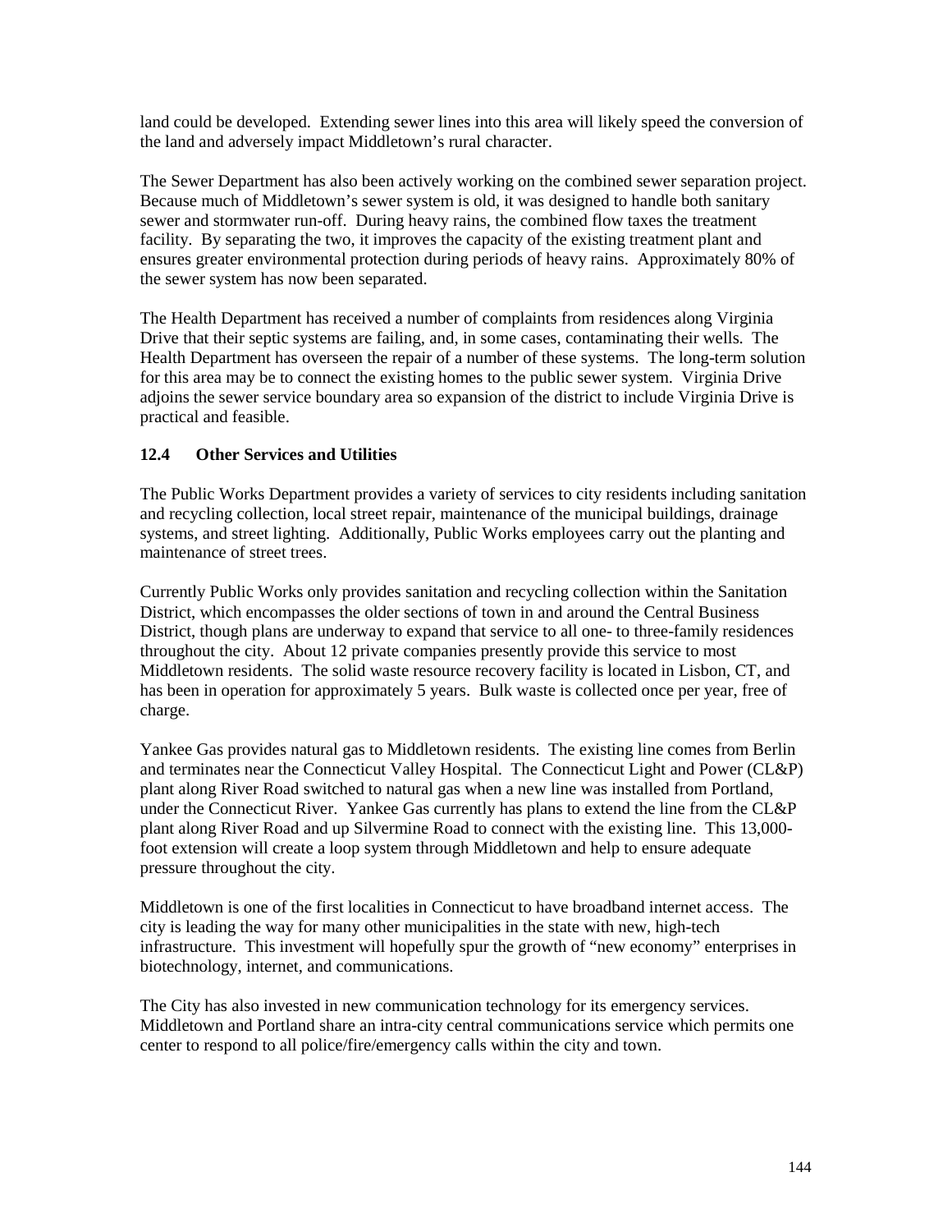land could be developed. Extending sewer lines into this area will likely speed the conversion of the land and adversely impact Middletown's rural character.

The Sewer Department has also been actively working on the combined sewer separation project. Because much of Middletown's sewer system is old, it was designed to handle both sanitary sewer and stormwater run-off. During heavy rains, the combined flow taxes the treatment facility. By separating the two, it improves the capacity of the existing treatment plant and ensures greater environmental protection during periods of heavy rains. Approximately 80% of the sewer system has now been separated.

The Health Department has received a number of complaints from residences along Virginia Drive that their septic systems are failing, and, in some cases, contaminating their wells. The Health Department has overseen the repair of a number of these systems. The long-term solution for this area may be to connect the existing homes to the public sewer system. Virginia Drive adjoins the sewer service boundary area so expansion of the district to include Virginia Drive is practical and feasible.

### 12.4 Other Services and Utilities

The Public Works Department provides a variety of services to city residents including sanitation and recycling collection, local street repair, maintenance of the municipal buildings, drainage systems, and street lighting. Additionally, Public Works employees carry out the planting and maintenance of street trees.

Currently Public Works only provides sanitation and recycling collection within the Sanitation District, which encompasses the older sections of town in and around the Central Business District, though plans are underway to expand that service to all one- to three-family residences throughout the city. About 12 private companies presently provide this service to most Middletown residents. The solid waste resource recovery facility is located in Lisbon, CT, and has been in operation for approximately 5 years. Bulk waste is collected once per year, free of charge.

Yankee Gas provides natural gas to Middletown residents. The existing line comes from Berlin and terminates near the Connecticut Valley Hospital. The Connecticut Light and Power (CL&P) plant along River Road switched to natural gas when a new line was installed from Portland, under the Connecticut River. Yankee Gas currently has plans to extend the line from the CL&P plant along River Road and up Silvermine Road to connect with the existing line. This 13,000-foot extension will create a loop system through Middletown and help to ensure adequate pressure throughout the city.

Middletown is one of the first localities in Connecticut to have broadband internet access. The city is leading the way for many other municipalities in the state with new, high-tech infrastructure. This investment will hopefully spur the growth of "new economy" enterprises in biotechnology, internet, and communications.

The City has also invested in new communication technology for its emergency services. Middletown and Portland share an intra-city central communications service which permits one center to respond to all police/fire/emergency calls within the city and town.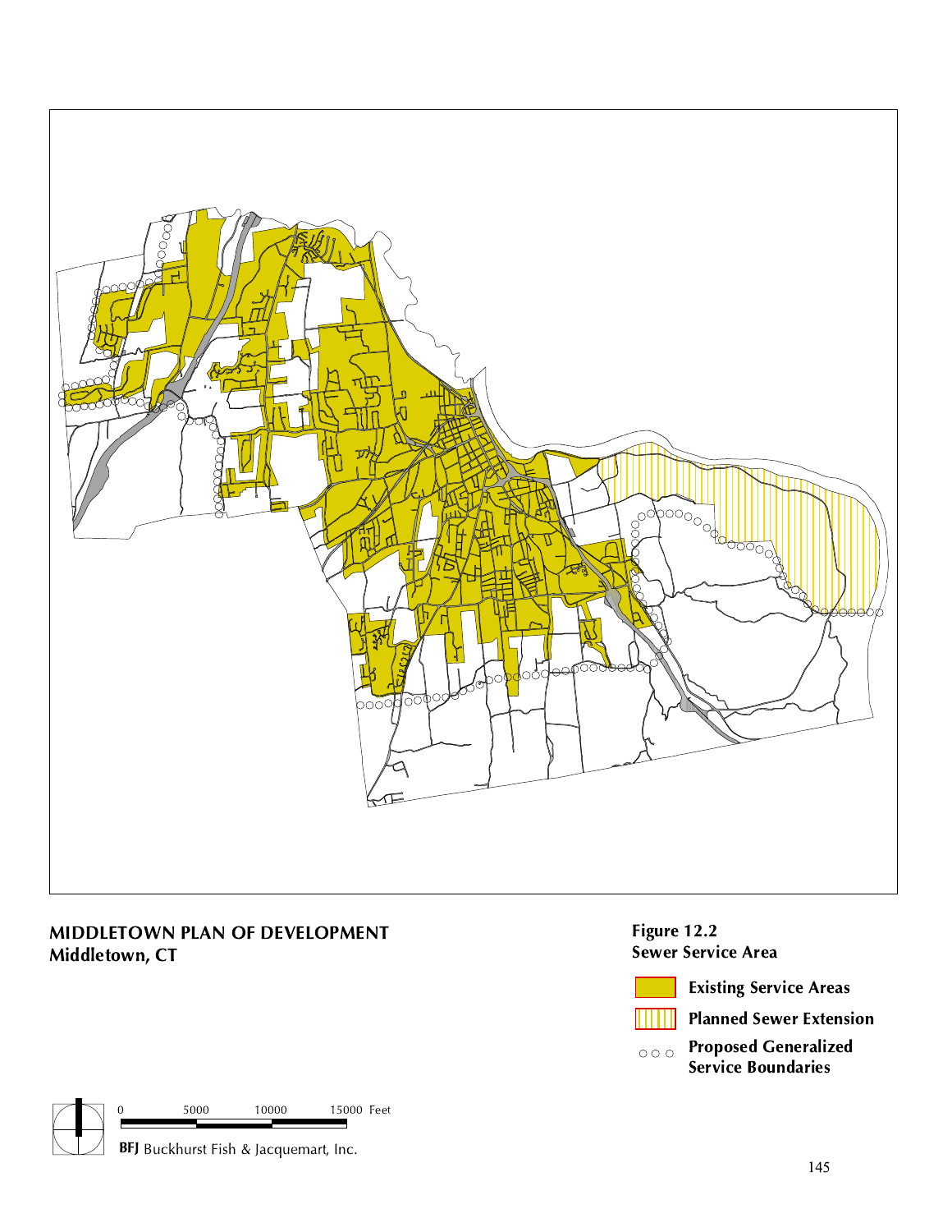**MIDDLETOWN PLAN OF DEVELOPMENT**
**Middletown, CT**

**Figure 12.2**
**Sewer Service Area**

- Existing Service Areas
- Planned Sewer Extension
- Proposed Generalized Service Boundaries

0 5000 10000 15000 Feet

BFJ Buckhurst Fish & Jacquemart, Inc.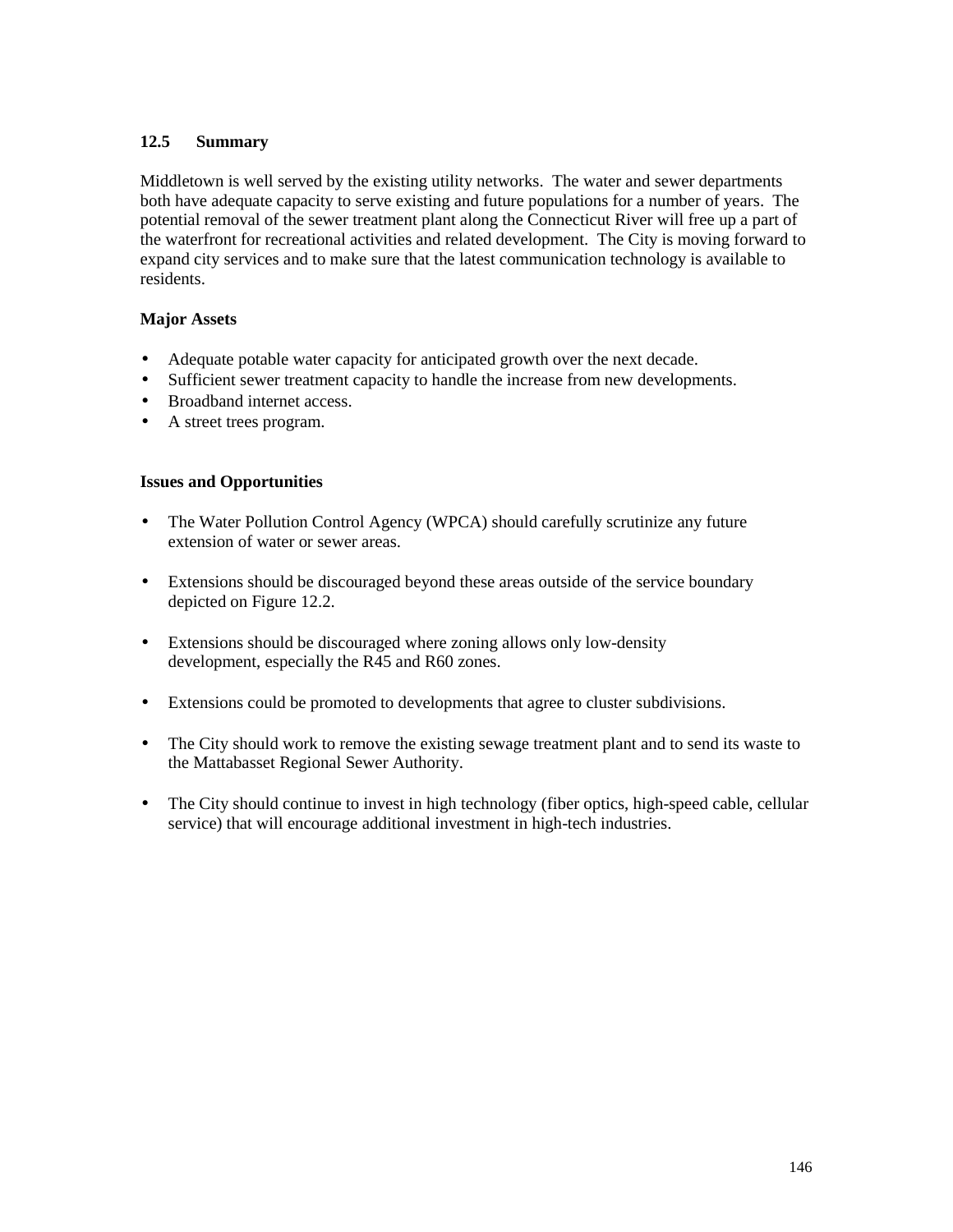## 12.5 Summary

Middletown is well served by the existing utility networks. The water and sewer departments both have adequate capacity to serve existing and future populations for a number of years. The potential removal of the sewer treatment plant along the Connecticut River will free up a part of the waterfront for recreational activities and related development. The City is moving forward to expand city services and to make sure that the latest communication technology is available to residents.

### Major Assets

- Adequate potable water capacity for anticipated growth over the next decade.
- Sufficient sewer treatment capacity to handle the increase from new developments.
- Broadband internet access.
- A street trees program.

### Issues and Opportunities

- The Water Pollution Control Agency (WPCA) should carefully scrutinize any future extension of water or sewer areas.
- Extensions should be discouraged beyond these areas outside of the service boundary depicted on Figure 12.2.
- Extensions should be discouraged where zoning allows only low-density development, especially the R45 and R60 zones.
- Extensions could be promoted to developments that agree to cluster subdivisions.
- The City should work to remove the existing sewage treatment plant and to send its waste to the Mattabasset Regional Sewer Authority.
- The City should continue to invest in high technology (fiber optics, high-speed cable, cellular service) that will encourage additional investment in high-tech industries.